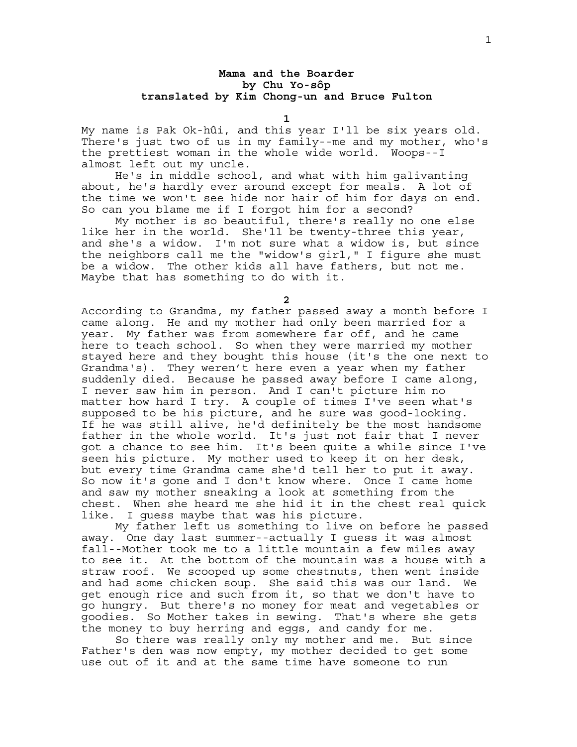# Mama and the Boarder

**by Chu Yo-sôp**

**translated by Kim Chong-un and Bruce Fulton**

## 1

My name is Pak Ok-hûi, and this year I'll be six years old. There's just two of us in my family--me and my mother, who's the prettiest woman in the whole wide world. Woops--I almost left out my uncle.

He's in middle school, and what with him galivanting about, he's hardly ever around except for meals. A lot of the time we won't see hide nor hair of him for days on end. So can you blame me if I forgot him for a second?

My mother is so beautiful, there's really no one else like her in the world. She'll be twenty-three this year, and she's a widow. I'm not sure what a widow is, but since the neighbors call me the "widow's girl," I figure she must be a widow. The other kids all have fathers, but not me. Maybe that has something to do with it.

## 2

According to Grandma, my father passed away a month before I came along. He and my mother had only been married for a year. My father was from somewhere far off, and he came here to teach school. So when they were married my mother stayed here and they bought this house (it's the one next to Grandma's). They weren't here even a year when my father suddenly died. Because he passed away before I came along, I never saw him in person. And I can't picture him no matter how hard I try. A couple of times I've seen what's supposed to be his picture, and he sure was good-looking. If he was still alive, he'd definitely be the most handsome father in the whole world. It's just not fair that I never got a chance to see him. It's been quite a while since I've seen his picture. My mother used to keep it on her desk, but every time Grandma came she'd tell her to put it away. So now it's gone and I don't know where. Once I came home and saw my mother sneaking a look at something from the chest. When she heard me she hid it in the chest real quick like. I guess maybe that was his picture.

My father left us something to live on before he passed away. One day last summer--actually I guess it was almost fall--Mother took me to a little mountain a few miles away to see it. At the bottom of the mountain was a house with a straw roof. We scooped up some chestnuts, then went inside and had some chicken soup. She said this was our land. We get enough rice and such from it, so that we don't have to go hungry. But there's no money for meat and vegetables or goodies. So Mother takes in sewing. That's where she gets the money to buy herring and eggs, and candy for me.

So there was really only my mother and me. But since Father's den was now empty, my mother decided to get some use out of it and at the same time have someone to run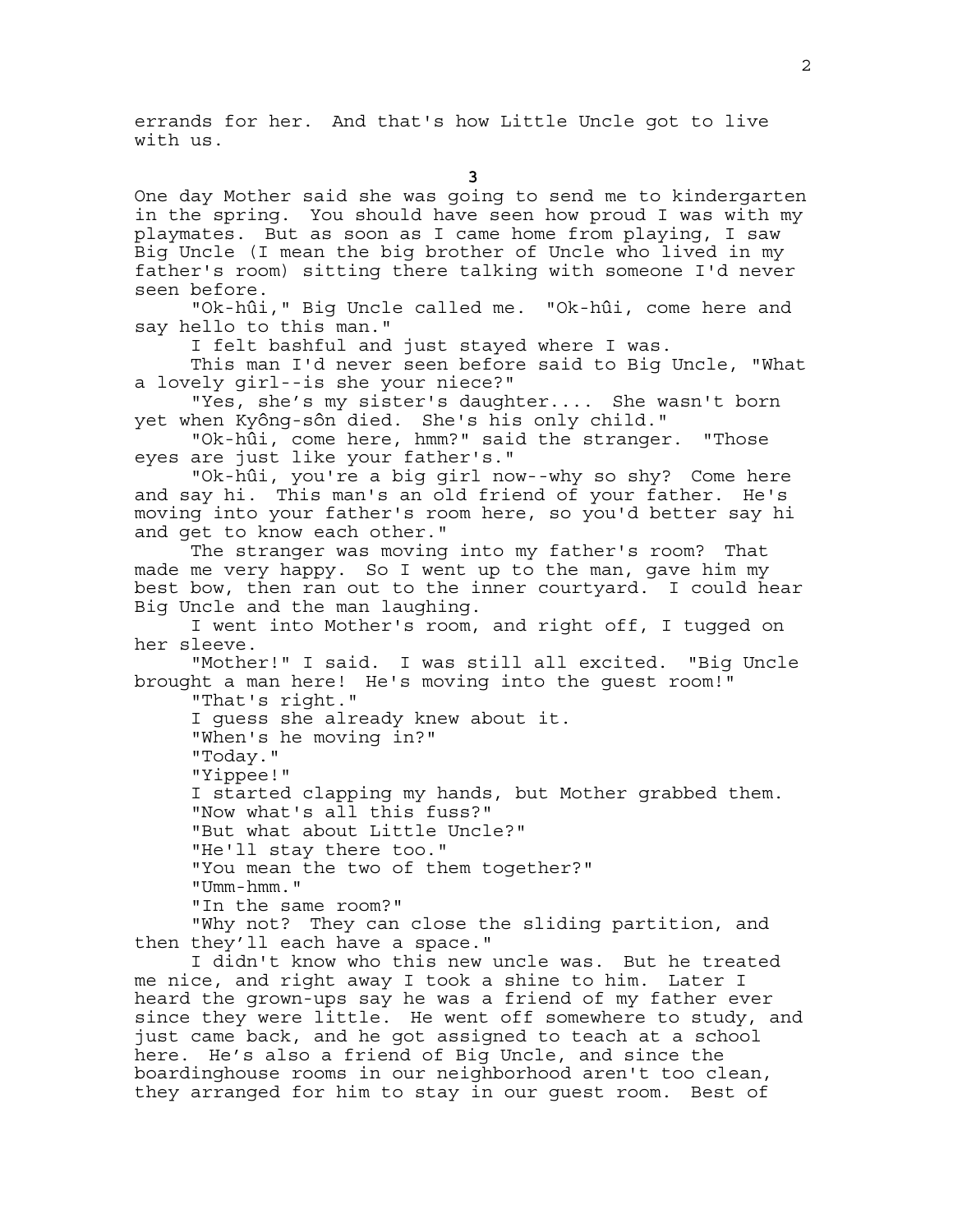errands for her. And that's how Little Uncle got to live with us.

## 3

One day Mother said she was going to send me to kindergarten in the spring. You should have seen how proud I was with my playmates. But as soon as I came home from playing, I saw Big Uncle (I mean the big brother of Uncle who lived in my father's room) sitting there talking with someone I'd never seen before.

"Ok-hûi," Big Uncle called me. "Ok-hûi, come here and say hello to this man."

I felt bashful and just stayed where I was.

This man I'd never seen before said to Big Uncle, "What a lovely girl--is she your niece?"

"Yes, she's my sister's daughter.... She wasn't born yet when Kyông-sôn died. She's his only child."

"Ok-hûi, come here, hmm?" said the stranger. "Those eyes are just like your father's."

"Ok-hûi, you're a big girl now--why so shy? Come here and say hi. This man's an old friend of your father. He's moving into your father's room here, so you'd better say hi and get to know each other."

The stranger was moving into my father's room? That made me very happy. So I went up to the man, gave him my best bow, then ran out to the inner courtyard. I could hear Big Uncle and the man laughing.

I went into Mother's room, and right off, I tugged on her sleeve.

"Mother!" I said. I was still all excited. "Big Uncle brought a man here! He's moving into the guest room!"

"That's right."

I guess she already knew about it.

"When's he moving in?"

"Today."

"Yippee!"

I started clapping my hands, but Mother grabbed them.

"Now what's all this fuss?"

"But what about Little Uncle?"

"He'll stay there too."

"You mean the two of them together?"

"Umm-hmm."

"In the same room?"

"Why not? They can close the sliding partition, and then they'll each have a space."

I didn't know who this new uncle was. But he treated me nice, and right away I took a shine to him. Later I heard the grown-ups say he was a friend of my father ever since they were little. He went off somewhere to study, and just came back, and he got assigned to teach at a school here. He's also a friend of Big Uncle, and since the boardinghouse rooms in our neighborhood aren't too clean, they arranged for him to stay in our guest room. Best of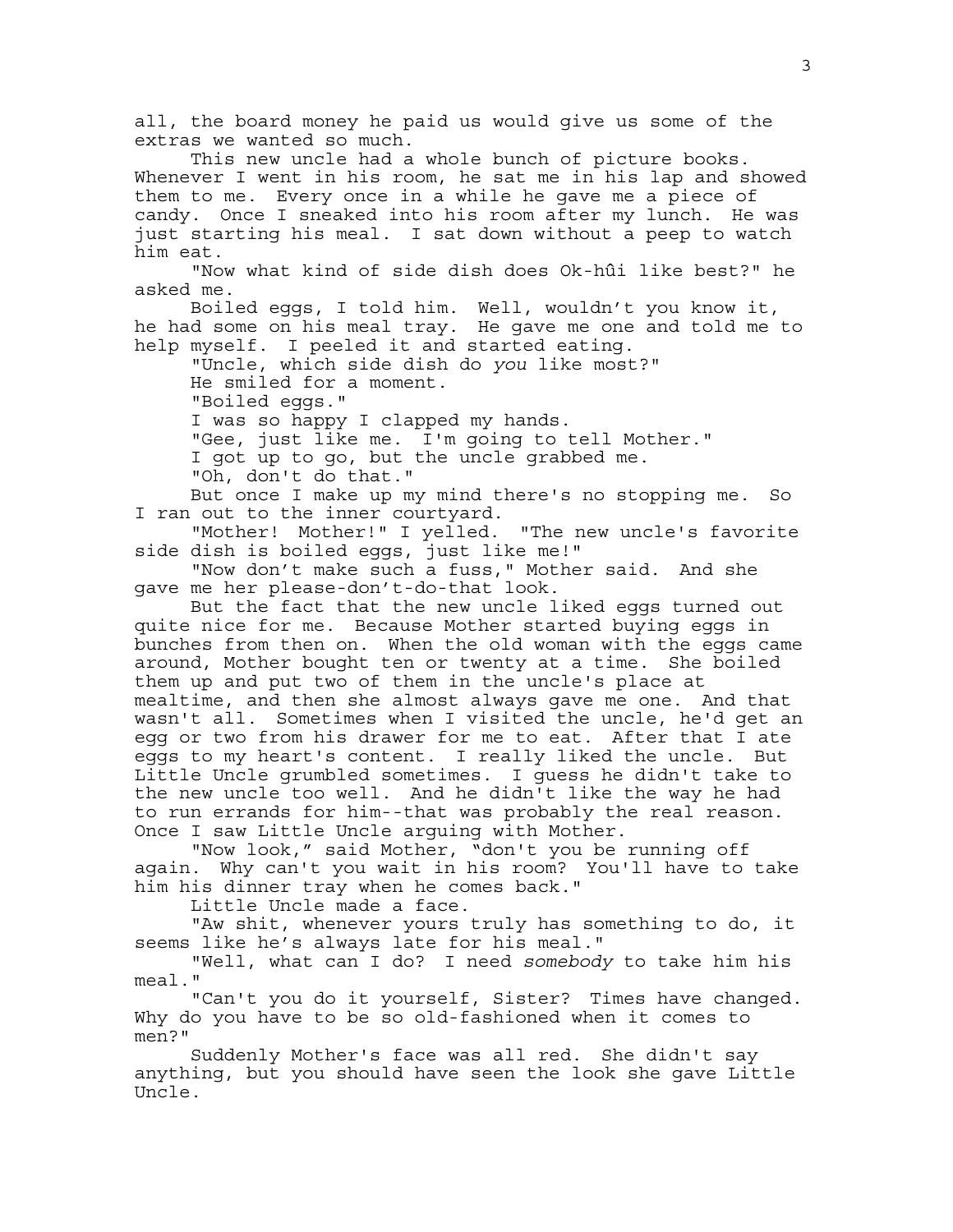all, the board money he paid us would give us some of the extras we wanted so much.

This new uncle had a whole bunch of picture books. Whenever I went in his room, he sat me in his lap and showed them to me. Every once in a while he gave me a piece of candy. Once I sneaked into his room after my lunch. He was just starting his meal. I sat down without a peep to watch him eat.

"Now what kind of side dish does Ok-hûi like best?" he asked me.

Boiled eggs, I told him. Well, wouldn't you know it, he had some on his meal tray. He gave me one and told me to help myself. I peeled it and started eating.

"Uncle, which side dish do *you* like most?"

He smiled for a moment.

"Boiled eggs."

I was so happy I clapped my hands.

"Gee, just like me. I'm going to tell Mother."

I got up to go, but the uncle grabbed me.

"Oh, don't do that."

But once I make up my mind there's no stopping me. So I ran out to the inner courtyard.

"Mother! Mother!" I yelled. "The new uncle's favorite side dish is boiled eggs, just like me!"

"Now don't make such a fuss," Mother said. And she gave me her please-don't-do-that look.

But the fact that the new uncle liked eggs turned out quite nice for me. Because Mother started buying eggs in bunches from then on. When the old woman with the eggs came around, Mother bought ten or twenty at a time. She boiled them up and put two of them in the uncle's place at mealtime, and then she almost always gave me one. And that wasn't all. Sometimes when I visited the uncle, he'd get an egg or two from his drawer for me to eat. After that I ate eggs to my heart's content. I really liked the uncle. But Little Uncle grumbled sometimes. I guess he didn't take to the new uncle too well. And he didn't like the way he had to run errands for him--that was probably the real reason. Once I saw Little Uncle arguing with Mother.

"Now look," said Mother, "don't you be running off again. Why can't you wait in his room? You'll have to take him his dinner tray when he comes back."

Little Uncle made a face.

"Aw shit, whenever yours truly has something to do, it seems like he's always late for his meal."

"Well, what can I do? I need *somebody* to take him his meal."

"Can't you do it yourself, Sister? Times have changed. Why do you have to be so old-fashioned when it comes to men?"

Suddenly Mother's face was all red. She didn't say anything, but you should have seen the look she gave Little Uncle.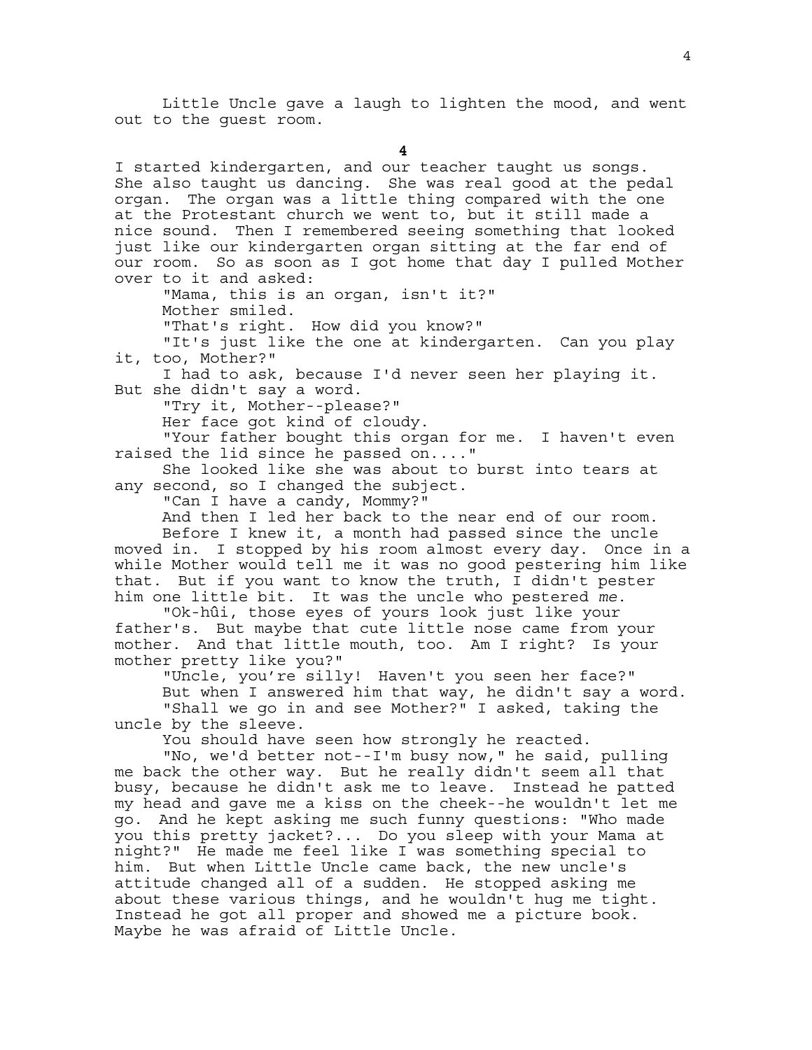Little Uncle gave a laugh to lighten the mood, and went out to the guest room.

**4**

I started kindergarten, and our teacher taught us songs. She also taught us dancing. She was real good at the pedal organ. The organ was a little thing compared with the one at the Protestant church we went to, but it still made a nice sound. Then I remembered seeing something that looked just like our kindergarten organ sitting at the far end of our room. So as soon as I got home that day I pulled Mother over to it and asked:

"Mama, this is an organ, isn't it?"

Mother smiled.

"That's right. How did you know?"

"It's just like the one at kindergarten. Can you play it, too, Mother?"

I had to ask, because I'd never seen her playing it. But she didn't say a word.

"Try it, Mother--please?"

Her face got kind of cloudy.

"Your father bought this organ for me. I haven't even raised the lid since he passed on...."

She looked like she was about to burst into tears at any second, so I changed the subject.

"Can I have a candy, Mommy?"

And then I led her back to the near end of our room.

Before I knew it, a month had passed since the uncle moved in. I stopped by his room almost every day. Once in a while Mother would tell me it was no good pestering him like that. But if you want to know the truth, I didn't pester him one little bit. It was the uncle who pestered *me*.

"Ok-hûi, those eyes of yours look just like your father's. But maybe that cute little nose came from your mother. And that little mouth, too. Am I right? Is your mother pretty like you?"

"Uncle, you're silly! Haven't you seen her face?"

But when I answered him that way, he didn't say a word.

"Shall we go in and see Mother?" I asked, taking the uncle by the sleeve.

You should have seen how strongly he reacted.

"No, we'd better not--I'm busy now," he said, pulling me back the other way. But he really didn't seem all that busy, because he didn't ask me to leave. Instead he patted my head and gave me a kiss on the cheek--he wouldn't let me go. And he kept asking me such funny questions: "Who made you this pretty jacket?... Do you sleep with your Mama at night?" He made me feel like I was something special to him. But when Little Uncle came back, the new uncle's attitude changed all of a sudden. He stopped asking me about these various things, and he wouldn't hug me tight. Instead he got all proper and showed me a picture book. Maybe he was afraid of Little Uncle.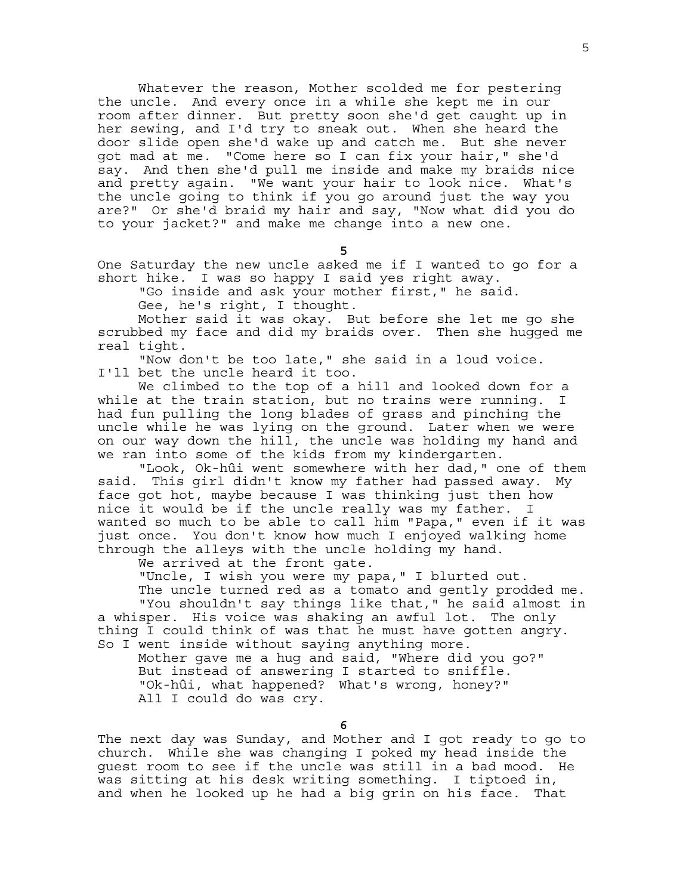Whatever the reason, Mother scolded me for pestering the uncle. And every once in a while she kept me in our room after dinner. But pretty soon she'd get caught up in her sewing, and I'd try to sneak out. When she heard the door slide open she'd wake up and catch me. But she never got mad at me. "Come here so I can fix your hair," she'd say. And then she'd pull me inside and make my braids nice and pretty again. "We want your hair to look nice. What's the uncle going to think if you go around just the way you are?" Or she'd braid my hair and say, "Now what did you do to your jacket?" and make me change into a new one.

**5**

One Saturday the new uncle asked me if I wanted to go for a short hike. I was so happy I said yes right away.

"Go inside and ask your mother first," he said.

Gee, he's right, I thought.

Mother said it was okay. But before she let me go she scrubbed my face and did my braids over. Then she hugged me real tight.

"Now don't be too late," she said in a loud voice. I'll bet the uncle heard it too.

We climbed to the top of a hill and looked down for a while at the train station, but no trains were running. I had fun pulling the long blades of grass and pinching the uncle while he was lying on the ground. Later when we were on our way down the hill, the uncle was holding my hand and we ran into some of the kids from my kindergarten.

"Look, Ok-hûi went somewhere with her dad," one of them said. This girl didn't know my father had passed away. My face got hot, maybe because I was thinking just then how nice it would be if the uncle really was my father. I wanted so much to be able to call him "Papa," even if it was just once. You don't know how much I enjoyed walking home through the alleys with the uncle holding my hand.

We arrived at the front gate.

"Uncle, I wish you were my papa," I blurted out.

The uncle turned red as a tomato and gently prodded me.

"You shouldn't say things like that," he said almost in a whisper. His voice was shaking an awful lot. The only thing I could think of was that he must have gotten angry. So I went inside without saying anything more.

Mother gave me a hug and said, "Where did you go?"

But instead of answering I started to sniffle.

"Ok-hûi, what happened? What's wrong, honey?"

All I could do was cry.

**6**

The next day was Sunday, and Mother and I got ready to go to church. While she was changing I poked my head inside the guest room to see if the uncle was still in a bad mood. He was sitting at his desk writing something. I tiptoed in, and when he looked up he had a big grin on his face. That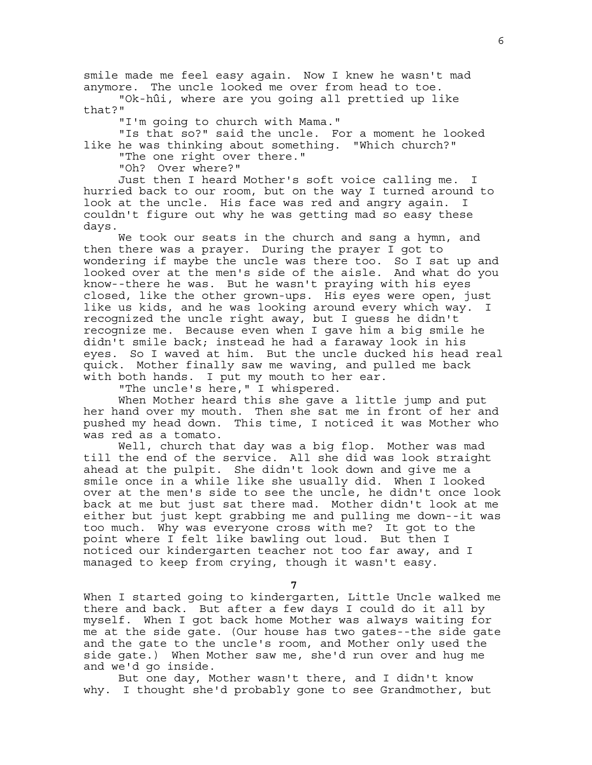smile made me feel easy again. Now I knew he wasn't mad anymore. The uncle looked me over from head to toe.

"Ok-hûi, where are you going all prettied up like that?"

"I'm going to church with Mama."

"Is that so?" said the uncle. For a moment he looked like he was thinking about something. "Which church?"

"The one right over there."

"Oh? Over where?"

Just then I heard Mother's soft voice calling me. I hurried back to our room, but on the way I turned around to look at the uncle. His face was red and angry again. I couldn't figure out why he was getting mad so easy these days.

We took our seats in the church and sang a hymn, and then there was a prayer. During the prayer I got to wondering if maybe the uncle was there too. So I sat up and looked over at the men's side of the aisle. And what do you know--there he was. But he wasn't praying with his eyes closed, like the other grown-ups. His eyes were open, just like us kids, and he was looking around every which way. I recognized the uncle right away, but I guess he didn't recognize me. Because even when I gave him a big smile he didn't smile back; instead he had a faraway look in his eyes. So I waved at him. But the uncle ducked his head real quick. Mother finally saw me waving, and pulled me back with both hands. I put my mouth to her ear.

"The uncle's here," I whispered.

When Mother heard this she gave a little jump and put her hand over my mouth. Then she sat me in front of her and pushed my head down. This time, I noticed it was Mother who was red as a tomato.

Well, church that day was a big flop. Mother was mad till the end of the service. All she did was look straight ahead at the pulpit. She didn't look down and give me a smile once in a while like she usually did. When I looked over at the men's side to see the uncle, he didn't once look back at me either but just sat there mad. Mother didn't look at me either but just kept grabbing me and pulling me down--it was too much. Why was everyone cross with me? It got to the point where I felt like bawling out loud. But then I noticed our kindergarten teacher not too far away, and I managed to keep from crying, though it wasn't easy.

## 7

When I started going to kindergarten, Little Uncle walked me there and back. But after a few days I could do it all by myself. When I got back home Mother was always waiting for me at the side gate. (Our house has two gates--the side gate and the gate to the uncle's room, and Mother only used the side gate.) When Mother saw me, she'd run over and hug me and we'd go inside.

But one day, Mother wasn't there, and I didn't know why. I thought she'd probably gone to see Grandmother, but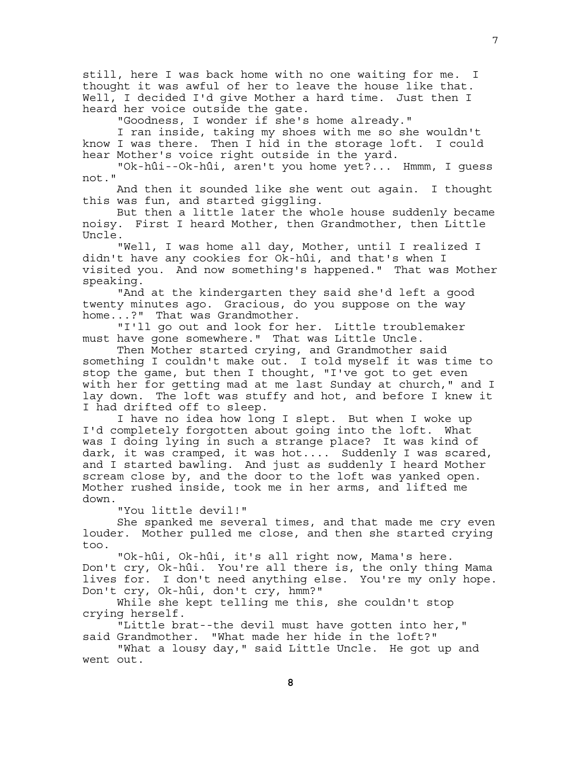still, here I was back home with no one waiting for me. I thought it was awful of her to leave the house like that. Well, I decided I'd give Mother a hard time. Just then I heard her voice outside the gate.

"Goodness, I wonder if she's home already."

I ran inside, taking my shoes with me so she wouldn't know I was there. Then I hid in the storage loft. I could hear Mother's voice right outside in the yard.

"Ok-hûi--Ok-hûi, aren't you home yet?... Hmmm, I guess not."

And then it sounded like she went out again. I thought this was fun, and started giggling.

But then a little later the whole house suddenly became noisy. First I heard Mother, then Grandmother, then Little Uncle.

"Well, I was home all day, Mother, until I realized I didn't have any cookies for Ok-hûi, and that's when I visited you. And now something's happened." That was Mother speaking.

"And at the kindergarten they said she'd left a good twenty minutes ago. Gracious, do you suppose on the way home...?" That was Grandmother.

"I'll go out and look for her. Little troublemaker must have gone somewhere." That was Little Uncle.

Then Mother started crying, and Grandmother said something I couldn't make out. I told myself it was time to stop the game, but then I thought, "I've got to get even with her for getting mad at me last Sunday at church," and I lay down. The loft was stuffy and hot, and before I knew it I had drifted off to sleep.

I have no idea how long I slept. But when I woke up I'd completely forgotten about going into the loft. What was I doing lying in such a strange place? It was kind of dark, it was cramped, it was hot.... Suddenly I was scared, and I started bawling. And just as suddenly I heard Mother scream close by, and the door to the loft was yanked open. Mother rushed inside, took me in her arms, and lifted me down.

"You little devil!"

She spanked me several times, and that made me cry even louder. Mother pulled me close, and then she started crying too.

"Ok-hûi, Ok-hûi, it's all right now, Mama's here. Don't cry, Ok-hûi. You're all there is, the only thing Mama lives for. I don't need anything else. You're my only hope. Don't cry, Ok-hûi, don't cry, hmm?"

While she kept telling me this, she couldn't stop crying herself.

"Little brat--the devil must have gotten into her," said Grandmother. "What made her hide in the loft?"

"What a lousy day," said Little Uncle. He got up and went out.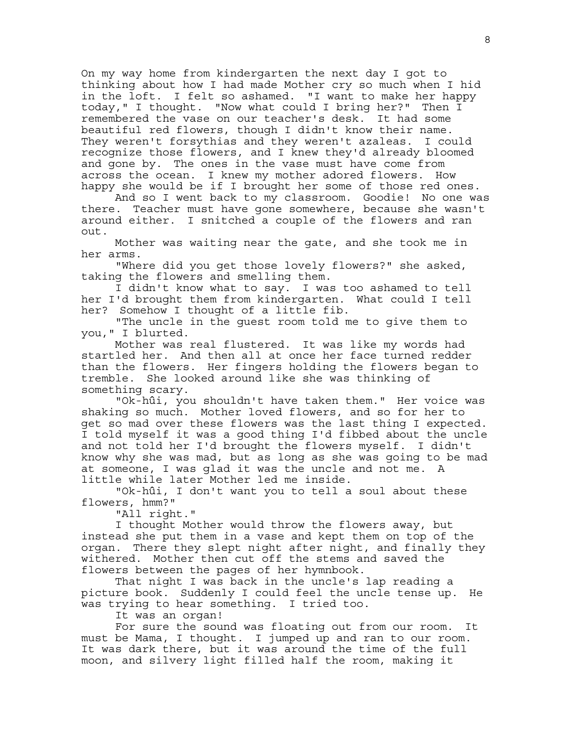On my way home from kindergarten the next day I got to thinking about how I had made Mother cry so much when I hid in the loft. I felt so ashamed. "I want to make her happy today," I thought. "Now what could I bring her?" Then I remembered the vase on our teacher's desk. It had some beautiful red flowers, though I didn't know their name. They weren't forsythias and they weren't azaleas. I could recognize those flowers, and I knew they'd already bloomed and gone by. The ones in the vase must have come from across the ocean. I knew my mother adored flowers. How happy she would be if I brought her some of those red ones.

And so I went back to my classroom. Goodie! No one was there. Teacher must have gone somewhere, because she wasn't around either. I snitched a couple of the flowers and ran out.

Mother was waiting near the gate, and she took me in her arms.

"Where did you get those lovely flowers?" she asked, taking the flowers and smelling them.

I didn't know what to say. I was too ashamed to tell her I'd brought them from kindergarten. What could I tell her? Somehow I thought of a little fib.

"The uncle in the guest room told me to give them to you," I blurted.

Mother was real flustered. It was like my words had startled her. And then all at once her face turned redder than the flowers. Her fingers holding the flowers began to tremble. She looked around like she was thinking of something scary.

"Ok-hûi, you shouldn't have taken them." Her voice was shaking so much. Mother loved flowers, and so for her to get so mad over these flowers was the last thing I expected. I told myself it was a good thing I'd fibbed about the uncle and not told her I'd brought the flowers myself. I didn't know why she was mad, but as long as she was going to be mad at someone, I was glad it was the uncle and not me. A little while later Mother led me inside.

"Ok-hûi, I don't want you to tell a soul about these flowers, hmm?"

"All right."

I thought Mother would throw the flowers away, but instead she put them in a vase and kept them on top of the organ. There they slept night after night, and finally they withered. Mother then cut off the stems and saved the flowers between the pages of her hymnbook.

That night I was back in the uncle's lap reading a picture book. Suddenly I could feel the uncle tense up. He was trying to hear something. I tried too.

It was an organ!

For sure the sound was floating out from our room. It must be Mama, I thought. I jumped up and ran to our room. It was dark there, but it was around the time of the full moon, and silvery light filled half the room, making it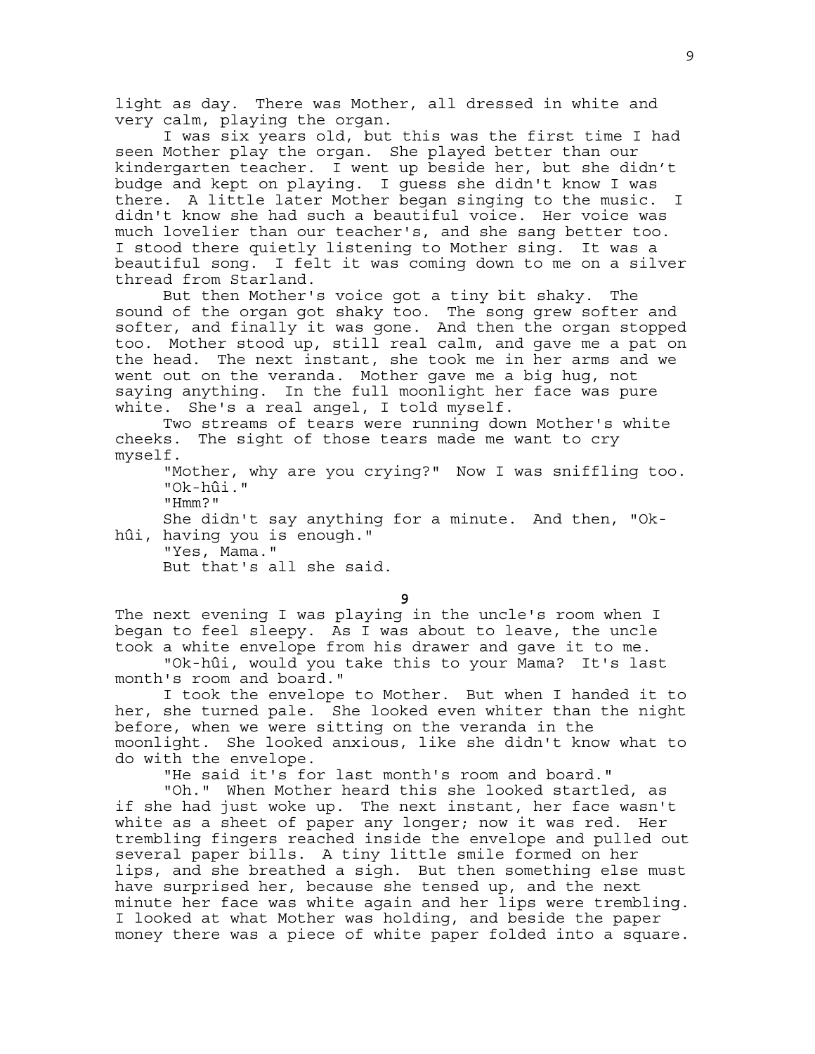light as day. There was Mother, all dressed in white and very calm, playing the organ.

I was six years old, but this was the first time I had seen Mother play the organ. She played better than our kindergarten teacher. I went up beside her, but she didn't budge and kept on playing. I guess she didn't know I was there. A little later Mother began singing to the music. I didn't know she had such a beautiful voice. Her voice was much lovelier than our teacher's, and she sang better too. I stood there quietly listening to Mother sing. It was a beautiful song. I felt it was coming down to me on a silver thread from Starland.

But then Mother's voice got a tiny bit shaky. The sound of the organ got shaky too. The song grew softer and softer, and finally it was gone. And then the organ stopped too. Mother stood up, still real calm, and gave me a pat on the head. The next instant, she took me in her arms and we went out on the veranda. Mother gave me a big hug, not saying anything. In the full moonlight her face was pure white. She's a real angel, I told myself.

Two streams of tears were running down Mother's white cheeks. The sight of those tears made me want to cry myself.

"Mother, why are you crying?" Now I was sniffling too.

"Ok-hûi."

"Hmm?"

She didn't say anything for a minute. And then, "Ok-hûi, having you is enough."

"Yes, Mama."

But that's all she said.

**9**

The next evening I was playing in the uncle's room when I began to feel sleepy. As I was about to leave, the uncle took a white envelope from his drawer and gave it to me.

"Ok-hûi, would you take this to your Mama? It's last month's room and board."

I took the envelope to Mother. But when I handed it to her, she turned pale. She looked even whiter than the night before, when we were sitting on the veranda in the moonlight. She looked anxious, like she didn't know what to do with the envelope.

"He said it's for last month's room and board."

"Oh." When Mother heard this she looked startled, as if she had just woke up. The next instant, her face wasn't white as a sheet of paper any longer; now it was red. Her trembling fingers reached inside the envelope and pulled out several paper bills. A tiny little smile formed on her lips, and she breathed a sigh. But then something else must have surprised her, because she tensed up, and the next minute her face was white again and her lips were trembling. I looked at what Mother was holding, and beside the paper money there was a piece of white paper folded into a square.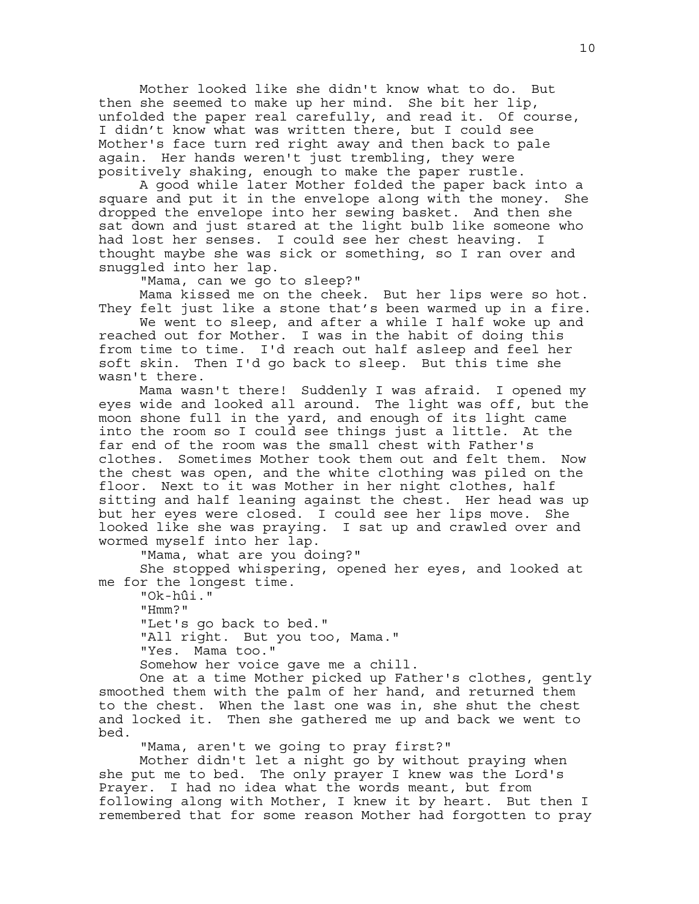Mother looked like she didn't know what to do. But then she seemed to make up her mind. She bit her lip, unfolded the paper real carefully, and read it. Of course, I didn't know what was written there, but I could see Mother's face turn red right away and then back to pale again. Her hands weren't just trembling, they were positively shaking, enough to make the paper rustle.

A good while later Mother folded the paper back into a square and put it in the envelope along with the money. She dropped the envelope into her sewing basket. And then she sat down and just stared at the light bulb like someone who had lost her senses. I could see her chest heaving. I thought maybe she was sick or something, so I ran over and snuggled into her lap.

"Mama, can we go to sleep?"

Mama kissed me on the cheek. But her lips were so hot. They felt just like a stone that's been warmed up in a fire.

We went to sleep, and after a while I half woke up and reached out for Mother. I was in the habit of doing this from time to time. I'd reach out half asleep and feel her soft skin. Then I'd go back to sleep. But this time she wasn't there.

Mama wasn't there! Suddenly I was afraid. I opened my eyes wide and looked all around. The light was off, but the moon shone full in the yard, and enough of its light came into the room so I could see things just a little. At the far end of the room was the small chest with Father's clothes. Sometimes Mother took them out and felt them. Now the chest was open, and the white clothing was piled on the floor. Next to it was Mother in her night clothes, half sitting and half leaning against the chest. Her head was up but her eyes were closed. I could see her lips move. She looked like she was praying. I sat up and crawled over and wormed myself into her lap.

"Mama, what are you doing?"

She stopped whispering, opened her eyes, and looked at me for the longest time.

"Ok-hûi."

"Hmm?"

"Let's go back to bed."

"All right. But you too, Mama."

"Yes. Mama too."

Somehow her voice gave me a chill.

One at a time Mother picked up Father's clothes, gently smoothed them with the palm of her hand, and returned them to the chest. When the last one was in, she shut the chest and locked it. Then she gathered me up and back we went to bed.

"Mama, aren't we going to pray first?"

Mother didn't let a night go by without praying when she put me to bed. The only prayer I knew was the Lord's Prayer. I had no idea what the words meant, but from following along with Mother, I knew it by heart. But then I remembered that for some reason Mother had forgotten to pray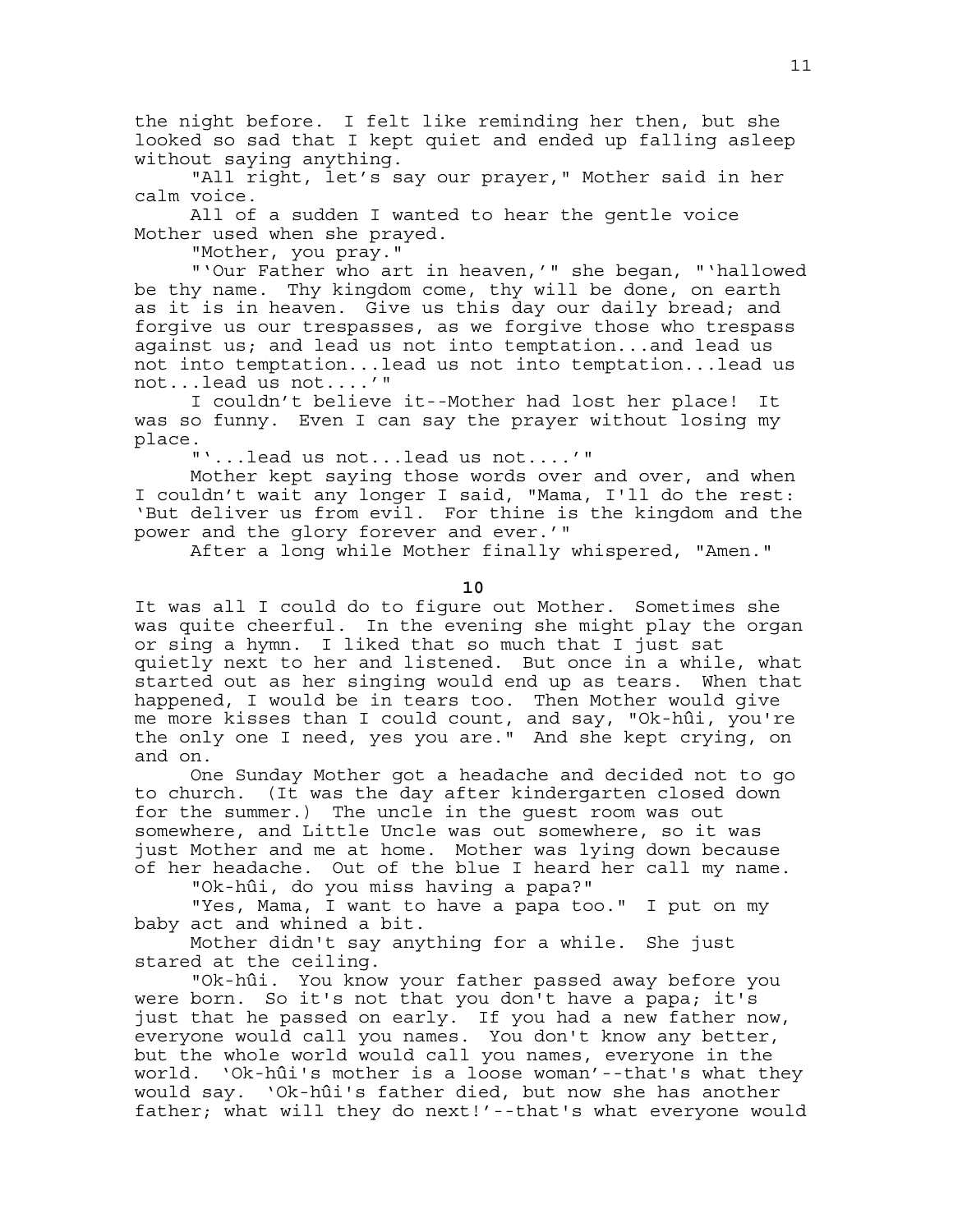the night before. I felt like reminding her then, but she looked so sad that I kept quiet and ended up falling asleep without saying anything.

"All right, let's say our prayer," Mother said in her calm voice.

All of a sudden I wanted to hear the gentle voice Mother used when she prayed.

"Mother, you pray."

"'Our Father who art in heaven,'" she began, "'hallowed be thy name. Thy kingdom come, thy will be done, on earth as it is in heaven. Give us this day our daily bread; and forgive us our trespasses, as we forgive those who trespass against us; and lead us not into temptation...and lead us not into temptation...lead us not into temptation...lead us not...lead us not....'"

I couldn't believe it--Mother had lost her place! It was so funny. Even I can say the prayer without losing my place.

"'...lead us not...lead us not....'"

Mother kept saying those words over and over, and when I couldn't wait any longer I said, "Mama, I'll do the rest: 'But deliver us from evil. For thine is the kingdom and the power and the glory forever and ever.'"

After a long while Mother finally whispered, "Amen."

**10**

It was all I could do to figure out Mother. Sometimes she was quite cheerful. In the evening she might play the organ or sing a hymn. I liked that so much that I just sat quietly next to her and listened. But once in a while, what started out as her singing would end up as tears. When that happened, I would be in tears too. Then Mother would give me more kisses than I could count, and say, "Ok-hûi, you're the only one I need, yes you are." And she kept crying, on and on.

One Sunday Mother got a headache and decided not to go to church. (It was the day after kindergarten closed down for the summer.) The uncle in the guest room was out somewhere, and Little Uncle was out somewhere, so it was just Mother and me at home. Mother was lying down because of her headache. Out of the blue I heard her call my name.

"Ok-hûi, do you miss having a papa?"

"Yes, Mama, I want to have a papa too." I put on my baby act and whined a bit.

Mother didn't say anything for a while. She just stared at the ceiling.

"Ok-hûi. You know your father passed away before you were born. So it's not that you don't have a papa; it's just that he passed on early. If you had a new father now, everyone would call you names. You don't know any better, but the whole world would call you names, everyone in the world. 'Ok-hûi's mother is a loose woman'--that's what they would say. 'Ok-hûi's father died, but now she has another father; what will they do next!'--that's what everyone would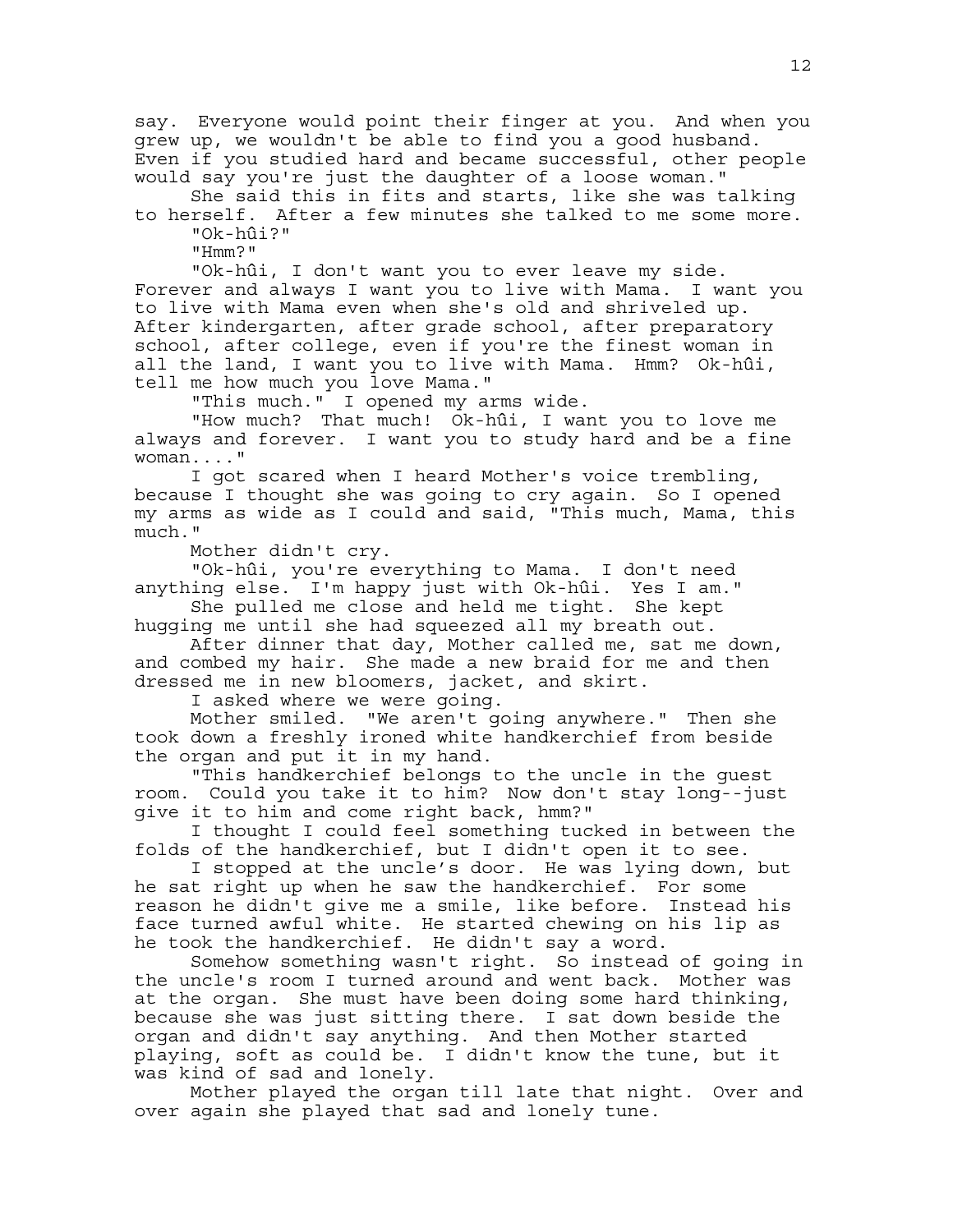say. Everyone would point their finger at you. And when you grew up, we wouldn't be able to find you a good husband. Even if you studied hard and became successful, other people would say you're just the daughter of a loose woman."

She said this in fits and starts, like she was talking to herself. After a few minutes she talked to me some more.

"Ok-hûi?"

"Hmm?"

"Ok-hûi, I don't want you to ever leave my side. Forever and always I want you to live with Mama. I want you to live with Mama even when she's old and shriveled up. After kindergarten, after grade school, after preparatory school, after college, even if you're the finest woman in all the land, I want you to live with Mama. Hmm? Ok-hûi, tell me how much you love Mama."

"This much." I opened my arms wide.

"How much? That much! Ok-hûi, I want you to love me always and forever. I want you to study hard and be a fine woman...."

I got scared when I heard Mother's voice trembling, because I thought she was going to cry again. So I opened my arms as wide as I could and said, "This much, Mama, this much."

Mother didn't cry.

"Ok-hûi, you're everything to Mama. I don't need anything else. I'm happy just with Ok-hûi. Yes I am."

She pulled me close and held me tight. She kept hugging me until she had squeezed all my breath out.

After dinner that day, Mother called me, sat me down, and combed my hair. She made a new braid for me and then dressed me in new bloomers, jacket, and skirt.

I asked where we were going.

Mother smiled. "We aren't going anywhere." Then she took down a freshly ironed white handkerchief from beside the organ and put it in my hand.

"This handkerchief belongs to the uncle in the guest room. Could you take it to him? Now don't stay long--just give it to him and come right back, hmm?"

I thought I could feel something tucked in between the folds of the handkerchief, but I didn't open it to see.

I stopped at the uncle's door. He was lying down, but he sat right up when he saw the handkerchief. For some reason he didn't give me a smile, like before. Instead his face turned awful white. He started chewing on his lip as he took the handkerchief. He didn't say a word.

Somehow something wasn't right. So instead of going in the uncle's room I turned around and went back. Mother was at the organ. She must have been doing some hard thinking, because she was just sitting there. I sat down beside the organ and didn't say anything. And then Mother started playing, soft as could be. I didn't know the tune, but it was kind of sad and lonely.

Mother played the organ till late that night. Over and over again she played that sad and lonely tune.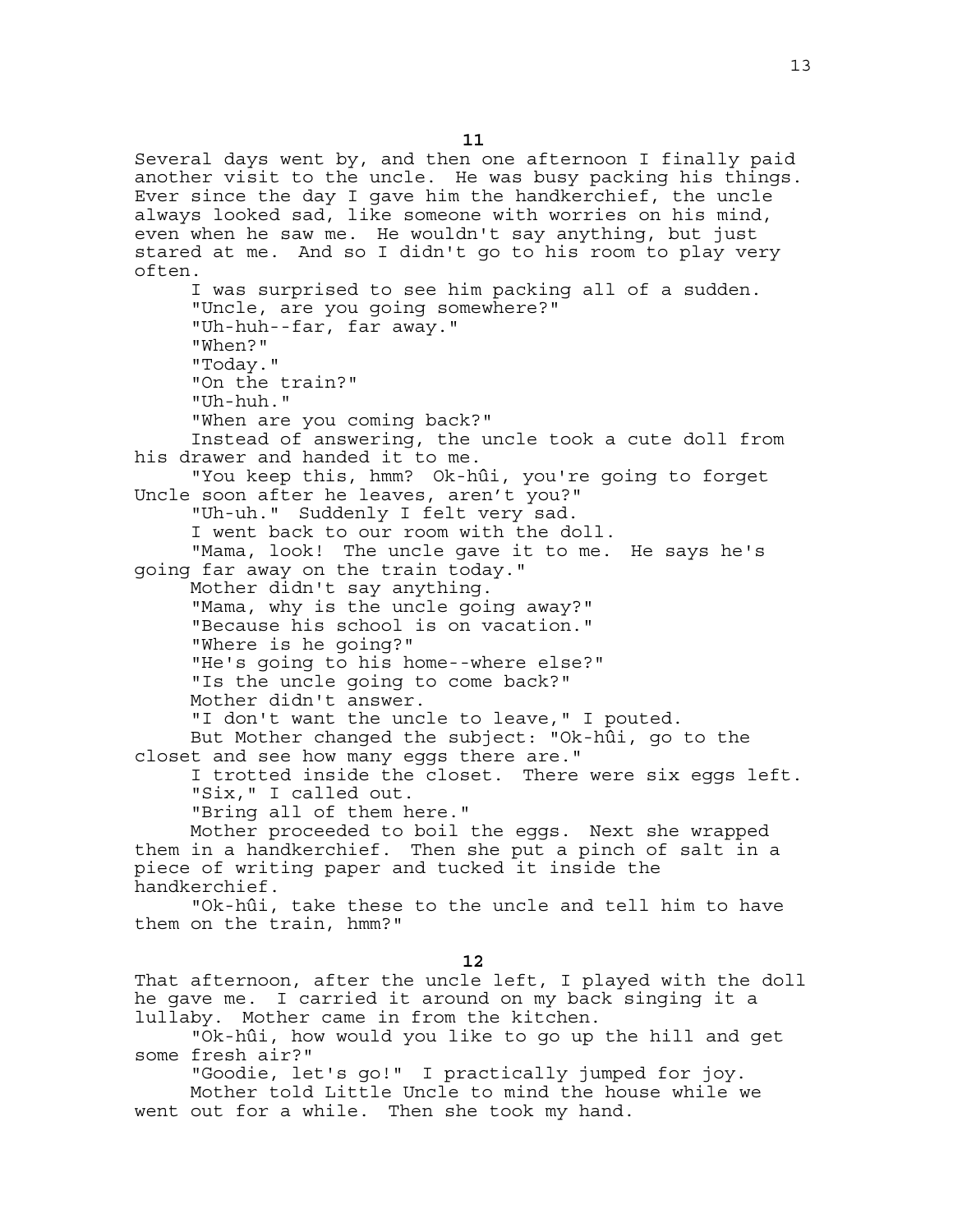**11**

Several days went by, and then one afternoon I finally paid another visit to the uncle. He was busy packing his things. Ever since the day I gave him the handkerchief, the uncle always looked sad, like someone with worries on his mind, even when he saw me. He wouldn't say anything, but just stared at me. And so I didn't go to his room to play very often.

I was surprised to see him packing all of a sudden.

"Uncle, are you going somewhere?"

"Uh-huh--far, far away."

"When?"

"Today."

"On the train?"

"Uh-huh."

"When are you coming back?"

Instead of answering, the uncle took a cute doll from his drawer and handed it to me.

"You keep this, hmm? Ok-hûi, you're going to forget Uncle soon after he leaves, aren't you?"

"Uh-uh." Suddenly I felt very sad.

I went back to our room with the doll.

"Mama, look! The uncle gave it to me. He says he's going far away on the train today."

Mother didn't say anything.

"Mama, why is the uncle going away?"

"Because his school is on vacation."

"Where is he going?"

"He's going to his home--where else?"

"Is the uncle going to come back?"

Mother didn't answer.

"I don't want the uncle to leave," I pouted.

But Mother changed the subject: "Ok-hûi, go to the closet and see how many eggs there are."

I trotted inside the closet. There were six eggs left.

"Six," I called out.

"Bring all of them here."

Mother proceeded to boil the eggs. Next she wrapped them in a handkerchief. Then she put a pinch of salt in a piece of writing paper and tucked it inside the handkerchief.

"Ok-hûi, take these to the uncle and tell him to have them on the train, hmm?"

**12**

That afternoon, after the uncle left, I played with the doll he gave me. I carried it around on my back singing it a lullaby. Mother came in from the kitchen.

"Ok-hûi, how would you like to go up the hill and get some fresh air?"

"Goodie, let's go!" I practically jumped for joy.

Mother told Little Uncle to mind the house while we went out for a while. Then she took my hand.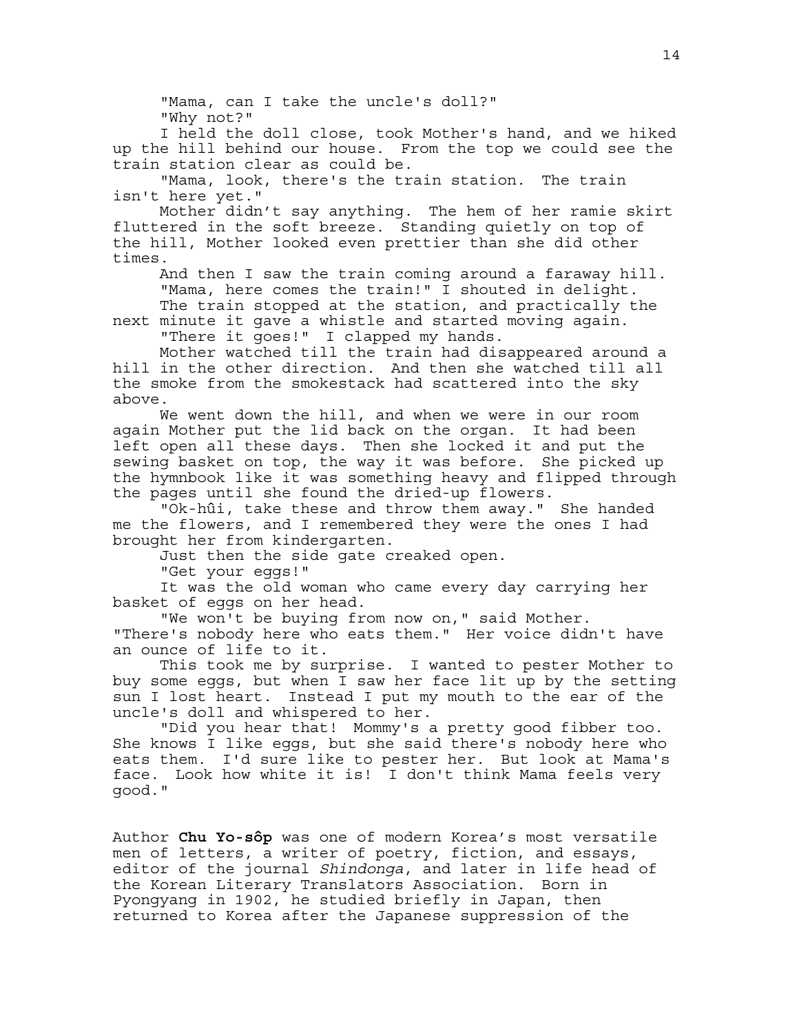"Mama, can I take the uncle's doll?"

"Why not?"

I held the doll close, took Mother's hand, and we hiked up the hill behind our house. From the top we could see the train station clear as could be.

"Mama, look, there's the train station. The train isn't here yet."

Mother didn't say anything. The hem of her ramie skirt fluttered in the soft breeze. Standing quietly on top of the hill, Mother looked even prettier than she did other times.

And then I saw the train coming around a faraway hill.

"Mama, here comes the train!" I shouted in delight.

The train stopped at the station, and practically the next minute it gave a whistle and started moving again.

"There it goes!" I clapped my hands.

Mother watched till the train had disappeared around a hill in the other direction. And then she watched till all the smoke from the smokestack had scattered into the sky above.

We went down the hill, and when we were in our room again Mother put the lid back on the organ. It had been left open all these days. Then she locked it and put the sewing basket on top, the way it was before. She picked up the hymnbook like it was something heavy and flipped through the pages until she found the dried-up flowers.

"Ok-hûi, take these and throw them away." She handed me the flowers, and I remembered they were the ones I had brought her from kindergarten.

Just then the side gate creaked open.

"Get your eggs!"

It was the old woman who came every day carrying her basket of eggs on her head.

"We won't be buying from now on," said Mother. "There's nobody here who eats them." Her voice didn't have an ounce of life to it.

This took me by surprise. I wanted to pester Mother to buy some eggs, but when I saw her face lit up by the setting sun I lost heart. Instead I put my mouth to the ear of the uncle's doll and whispered to her.

"Did you hear that! Mommy's a pretty good fibber too. She knows I like eggs, but she said there's nobody here who eats them. I'd sure like to pester her. But look at Mama's face. Look how white it is! I don't think Mama feels very good."

Author **Chu Yo-sôp** was one of modern Korea's most versatile men of letters, a writer of poetry, fiction, and essays, editor of the journal *Shindonga*, and later in life head of the Korean Literary Translators Association. Born in Pyongyang in 1902, he studied briefly in Japan, then returned to Korea after the Japanese suppression of the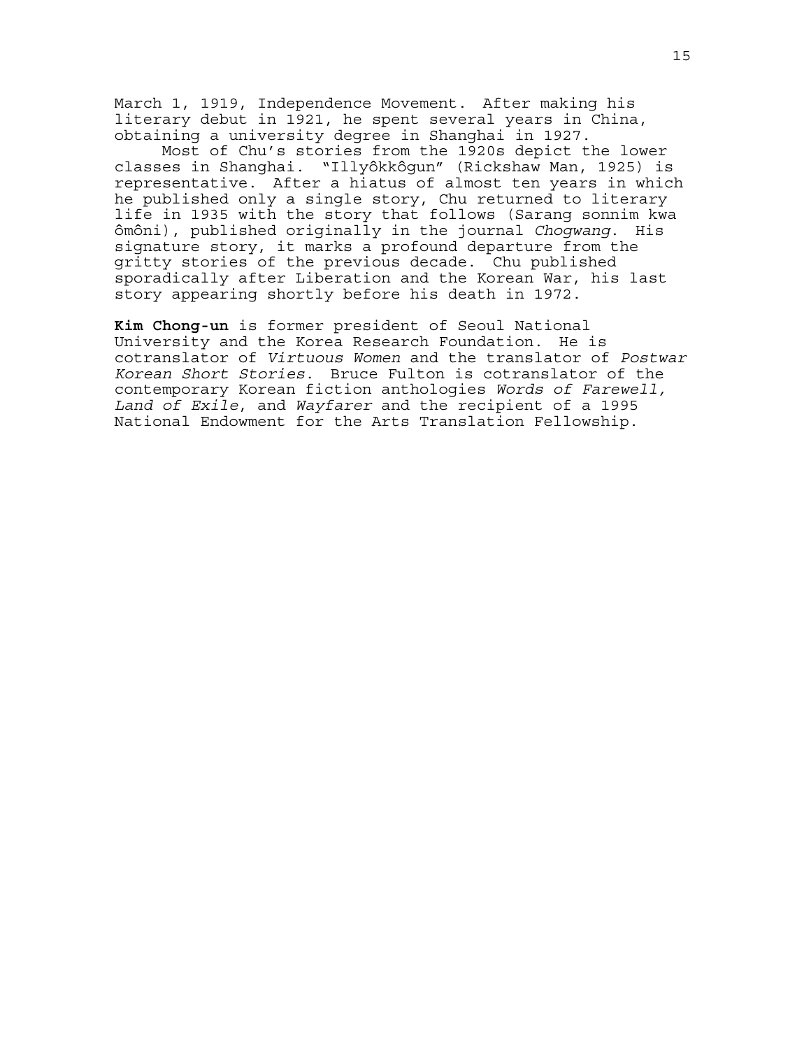March 1, 1919, Independence Movement. After making his literary debut in 1921, he spent several years in China, obtaining a university degree in Shanghai in 1927.

Most of Chu's stories from the 1920s depict the lower classes in Shanghai. "Illyôkkôgun" (Rickshaw Man, 1925) is representative. After a hiatus of almost ten years in which he published only a single story, Chu returned to literary life in 1935 with the story that follows (Sarang sonnim kwa ômôni), published originally in the journal *Chogwang*. His signature story, it marks a profound departure from the gritty stories of the previous decade. Chu published sporadically after Liberation and the Korean War, his last story appearing shortly before his death in 1972.

**Kim Chong-un** is former president of Seoul National University and the Korea Research Foundation. He is cotranslator of *Virtuous Women* and the translator of *Postwar Korean Short Stories*. Bruce Fulton is cotranslator of the contemporary Korean fiction anthologies *Words of Farewell, Land of Exile*, and *Wayfarer* and the recipient of a 1995 National Endowment for the Arts Translation Fellowship.